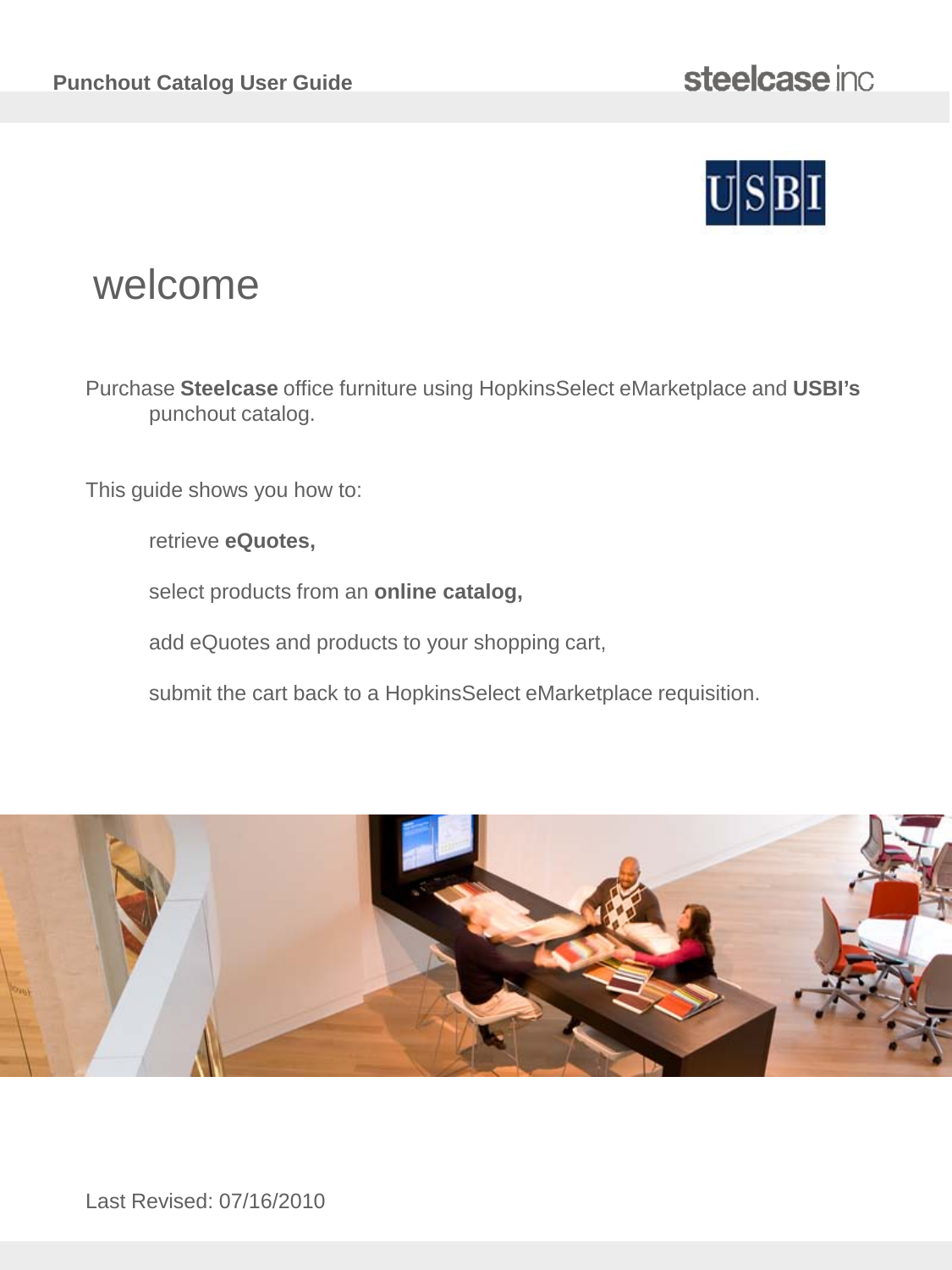**Punchout Catalog User Guide**

# welcome

Purchase **Steelcase** office furniture using HopkinsSelect eMarketplace and **USBI's** punchout catalog.

This guide shows you how to:

- retrieve **eQuotes,**
- select products from an **online catalog,**
- add eQuotes and products to your shopping cart,
- submit the cart back to a HopkinsSelect eMarketplace requisition.

Last Revised: 07/16/2010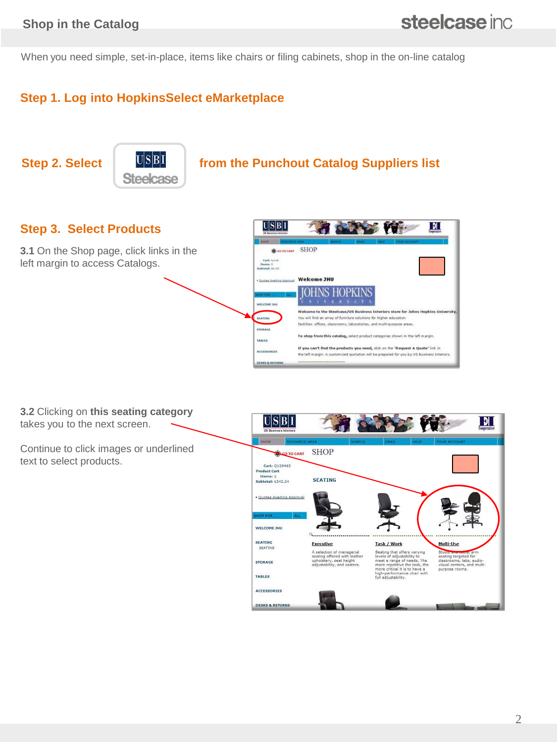## Shop in the Catalog

When you need simple, set-in-place, items like chairs or filing cabinets, shop in the on-line catalog

### Step 1. Log into HopkinsSelect eMarketplace

### Step 2. Select USBI Steelcase from the Punchout Catalog Suppliers list

### Step 3. Select Products

**3.1** On the Shop page, click links in the left margin to access Catalogs.

**3.2** Clicking on **this seating category** takes you to the next screen.

Continue to click images or underlined text to select products.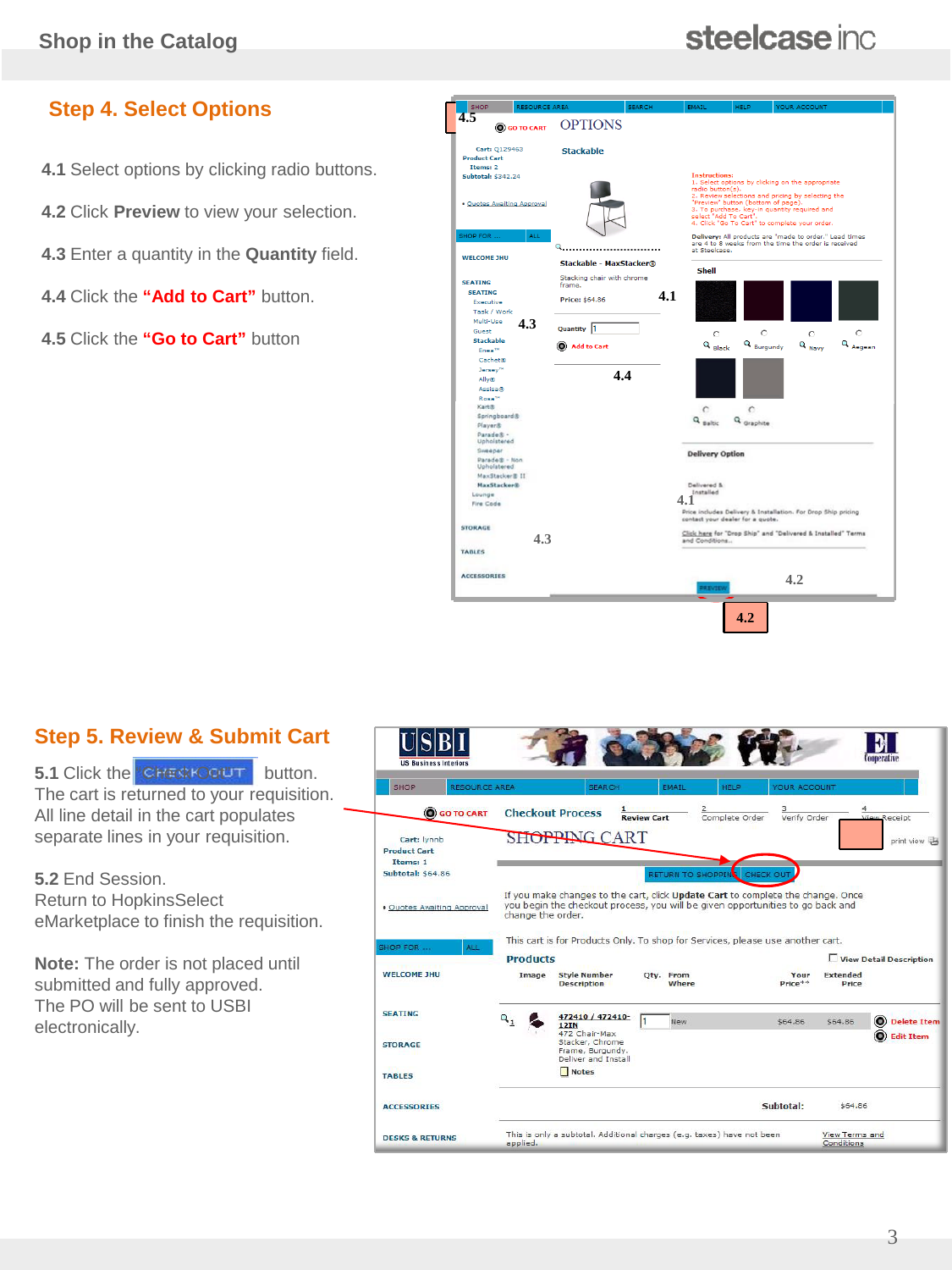## Step 4. Select Options

**4.1** Select options by clicking radio buttons.

**4.2** Click **Preview** to view your selection.

**4.3** Enter a quantity in the **Quantity** field.

**4.4** Click the **"Add to Cart"** button.

**4.5** Click the **"Go to Cart"** button

## Step 5. Review & Submit Cart

**5.1** Click the CHECKOUT button.
The cart is returned to your requisition. All line detail in the cart populates separate lines in your requisition.

**5.2** End Session.
Return to HopkinsSelect eMarketplace to finish the requisition.

**Note:** The order is not placed until submitted and fully approved.
The PO will be sent to USBI electronically.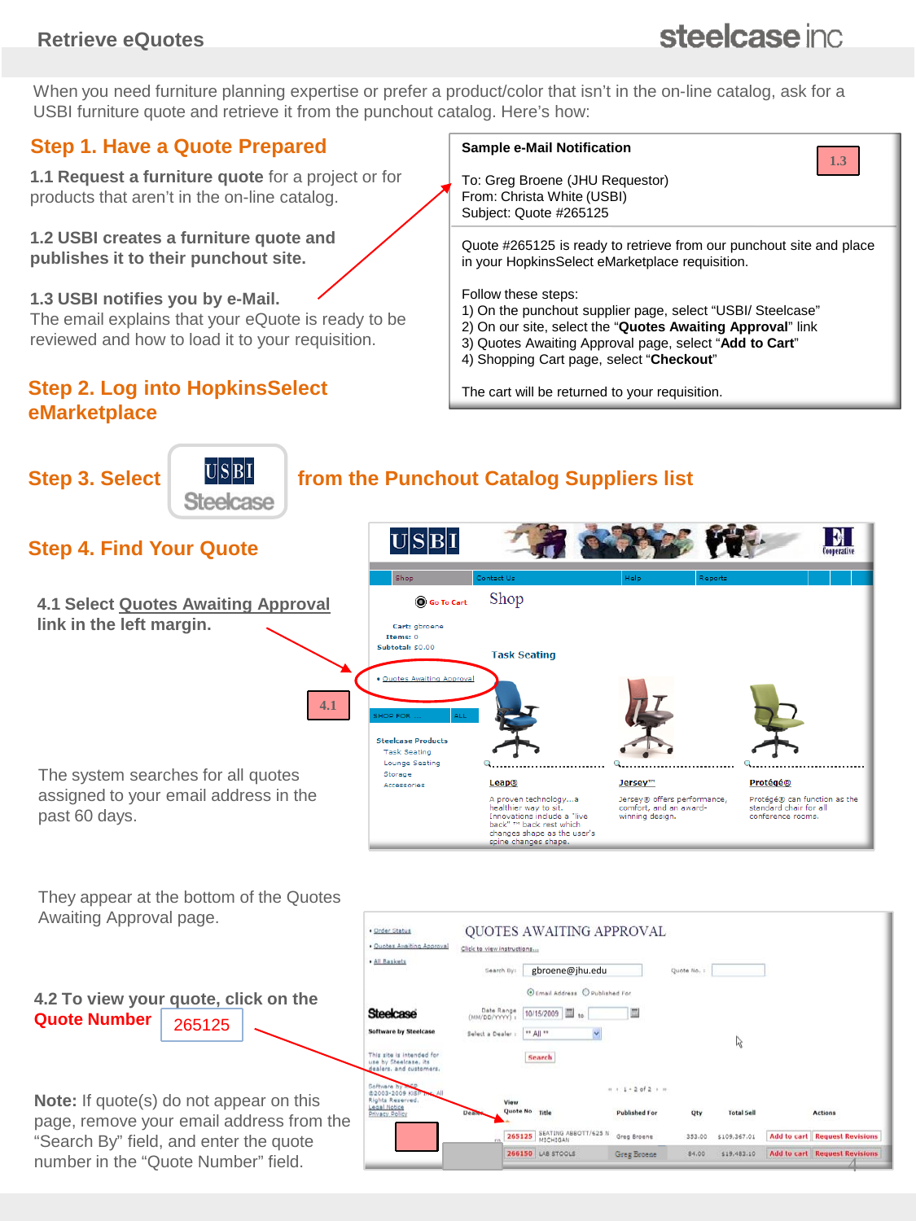# Retrieve eQuotes

When you need furniture planning expertise or prefer a product/color that isn't in the on-line catalog, ask for a USBI furniture quote and retrieve it from the punchout catalog. Here's how:

## Step 1. Have a Quote Prepared

**1.1 Request a furniture quote** for a project or for products that aren't in the on-line catalog.

**1.2 USBI creates a furniture quote and publishes it to their punchout site.**

**1.3 USBI notifies you by e-Mail.**
The email explains that your eQuote is ready to be reviewed and how to load it to your requisition.

**Sample e-Mail Notification** (1.3)

To: Greg Broene (JHU Requestor)
From: Christa White (USBI)
Subject: Quote #265125

Quote #265125 is ready to retrieve from our punchout site and place in your HopkinsSelect eMarketplace requisition.

Follow these steps:
1) On the punchout supplier page, select "USBI/ Steelcase"
2) On our site, select the "**Quotes Awaiting Approval**" link
3) Quotes Awaiting Approval page, select "**Add to Cart**"
4) Shopping Cart page, select "**Checkout**"

The cart will be returned to your requisition.

## Step 2. Log into HopkinsSelect eMarketplace

## Step 3. Select USBI Steelcase from the Punchout Catalog Suppliers list

## Step 4. Find Your Quote

**4.1 Select Quotes Awaiting Approval link in the left margin.**

The system searches for all quotes assigned to your email address in the past 60 days.

They appear at the bottom of the Quotes Awaiting Approval page.

**4.2 To view your quote, click on the Quote Number** 265125

**Note:** If quote(s) do not appear on this page, remove your email address from the "Search By" field, and enter the quote number in the "Quote Number" field.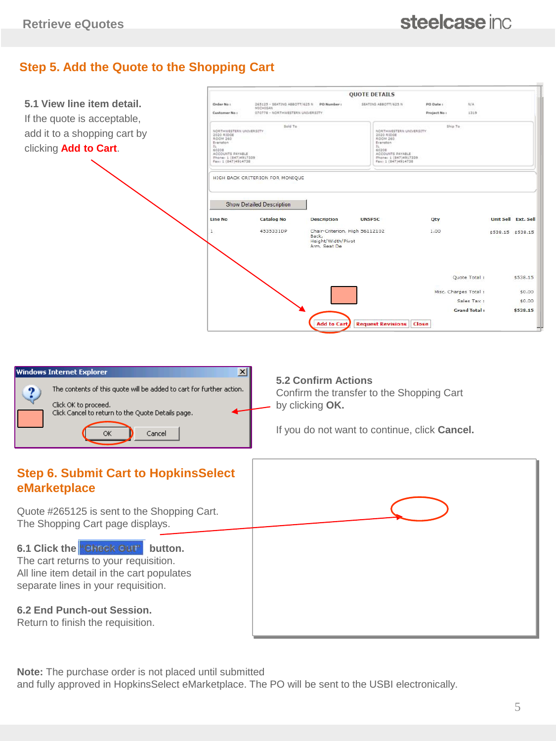## Step 5. Add the Quote to the Shopping Cart

**5.1 View line item detail.**
If the quote is acceptable, add it to a shopping cart by clicking **Add to Cart**.

**5.2 Confirm Actions**
Confirm the transfer to the Shopping Cart by clicking **OK.**

If you do not want to continue, click **Cancel.**

## Step 6. Submit Cart to HopkinsSelect eMarketplace

Quote #265125 is sent to the Shopping Cart. The Shopping Cart page displays.

**6.1 Click the CHECK OUT button.**
The cart returns to your requisition.
All line item detail in the cart populates separate lines in your requisition.

**6.2 End Punch-out Session.**
Return to finish the requisition.

**Note:** The purchase order is not placed until submitted and fully approved in HopkinsSelect eMarketplace. The PO will be sent to the USBI electronically.